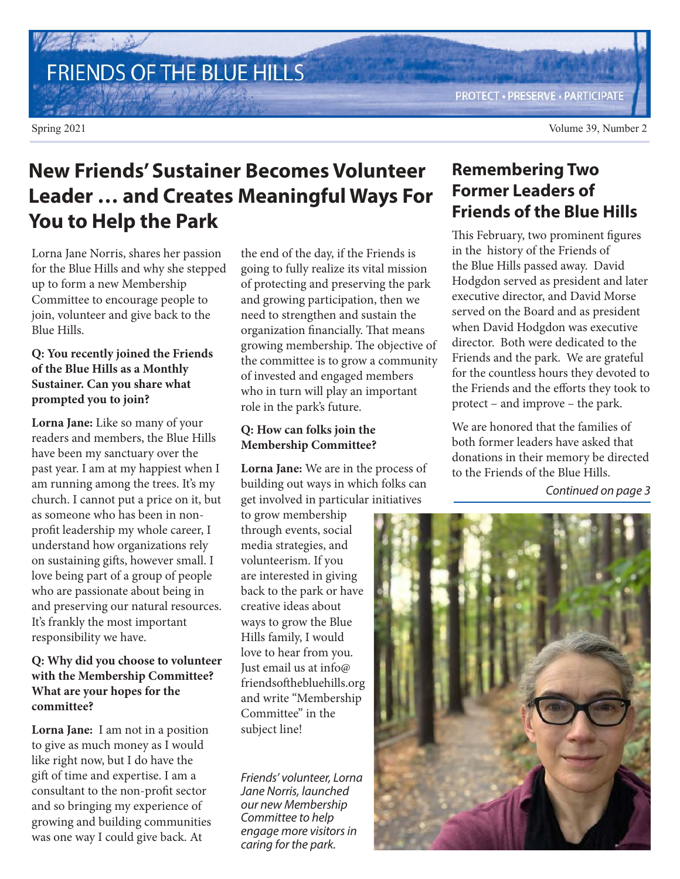# FRIENDS OF THE BLUE HILLS

PROTECT • PRESERVE • PARTICIPATE

Spring 2021 Volume 39, Number 2

## New Friends' Sustainer Becomes Volunteer Leader … and Creates Meaningful Ways For You to Help the Park

Lorna Jane Norris, shares her passion for the Blue Hills and why she stepped up to form a new Membership Committee to encourage people to join, volunteer and give back to the Blue Hills.

**Q: You recently joined the Friends of the Blue Hills as a Monthly Sustainer. Can you share what prompted you to join?**

**Lorna Jane:** Like so many of your readers and members, the Blue Hills have been my sanctuary over the past year. I am at my happiest when I am running among the trees. It's my church. I cannot put a price on it, but as someone who has been in non-profit leadership my whole career, I understand how organizations rely on sustaining gifts, however small. I love being part of a group of people who are passionate about being in and preserving our natural resources. It's frankly the most important responsibility we have.

**Q: Why did you choose to volunteer with the Membership Committee? What are your hopes for the committee?**

**Lorna Jane:** I am not in a position to give as much money as I would like right now, but I do have the gift of time and expertise. I am a consultant to the non-profit sector and so bringing my experience of growing and building communities was one way I could give back. At the end of the day, if the Friends is going to fully realize its vital mission of protecting and preserving the park and growing participation, then we need to strengthen and sustain the organization financially. That means growing membership. The objective of the committee is to grow a community of invested and engaged members who in turn will play an important role in the park's future.

**Q: How can folks join the Membership Committee?**

**Lorna Jane:** We are in the process of building out ways in which folks can get involved in particular initiatives to grow membership through events, social media strategies, and volunteerism. If you are interested in giving back to the park or have creative ideas about ways to grow the Blue Hills family, I would love to hear from you. Just email us at info@friendsofthebluehills.org and write "Membership Committee" in the subject line!

*Friends' volunteer, Lorna Jane Norris, launched our new Membership Committee to help engage more visitors in caring for the park.*

## Remembering Two Former Leaders of Friends of the Blue Hills

This February, two prominent figures in the history of the Friends of the Blue Hills passed away. David Hodgdon served as president and later executive director, and David Morse served on the Board and as president when David Hodgdon was executive director. Both were dedicated to the Friends and the park. We are grateful for the countless hours they devoted to the Friends and the efforts they took to protect – and improve – the park.

We are honored that the families of both former leaders have asked that donations in their memory be directed to the Friends of the Blue Hills.

*Continued on page 3*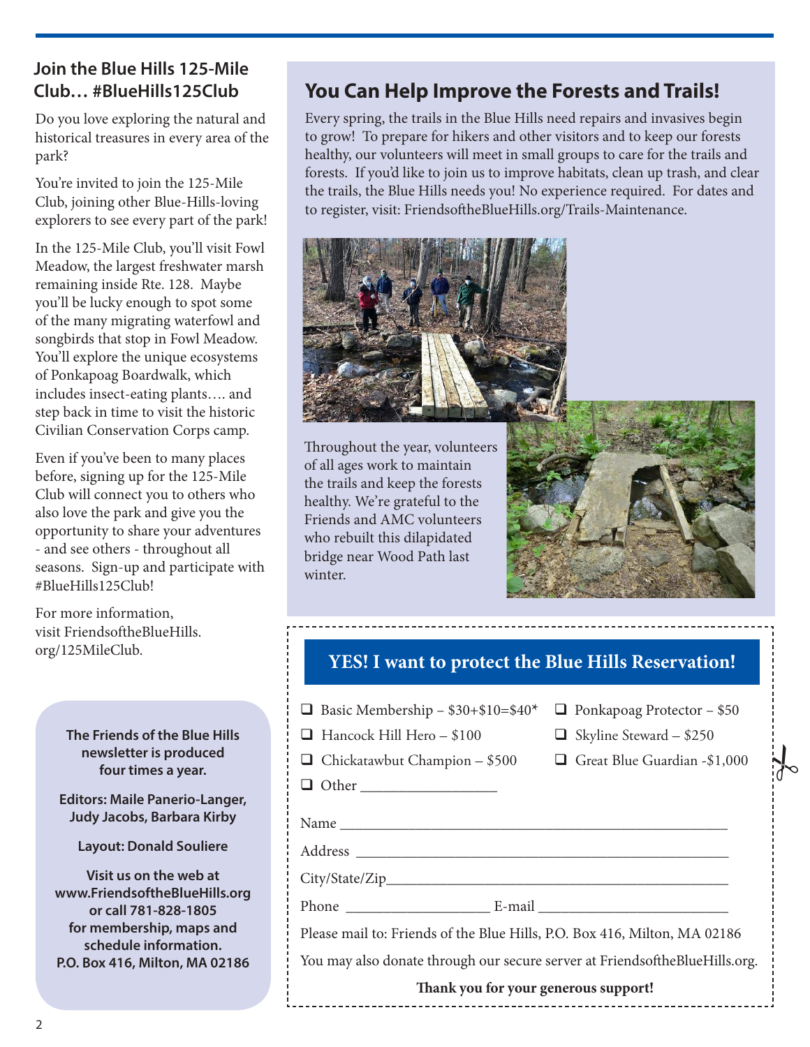## Join the Blue Hills 125-Mile Club… #BlueHills125Club

Do you love exploring the natural and historical treasures in every area of the park?

You're invited to join the 125-Mile Club, joining other Blue-Hills-loving explorers to see every part of the park!

In the 125-Mile Club, you'll visit Fowl Meadow, the largest freshwater marsh remaining inside Rte. 128. Maybe you'll be lucky enough to spot some of the many migrating waterfowl and songbirds that stop in Fowl Meadow. You'll explore the unique ecosystems of Ponkapoag Boardwalk, which includes insect-eating plants…. and step back in time to visit the historic Civilian Conservation Corps camp.

Even if you've been to many places before, signing up for the 125-Mile Club will connect you to others who also love the park and give you the opportunity to share your adventures - and see others - throughout all seasons. Sign-up and participate with #BlueHills125Club!

For more information, visit FriendsoftheBlueHills.org/125MileClub.

**The Friends of the Blue Hills newsletter is produced four times a year.**

**Editors: Maile Panerio-Langer, Judy Jacobs, Barbara Kirby**

**Layout: Donald Souliere**

**Visit us on the web at www.FriendsoftheBlueHills.org or call 781-828-1805 for membership, maps and schedule information. P.O. Box 416, Milton, MA 02186**

## You Can Help Improve the Forests and Trails!

Every spring, the trails in the Blue Hills need repairs and invasives begin to grow! To prepare for hikers and other visitors and to keep our forests healthy, our volunteers will meet in small groups to care for the trails and forests. If you'd like to join us to improve habitats, clean up trash, and clear the trails, the Blue Hills needs you! No experience required. For dates and to register, visit: FriendsoftheBlueHills.org/Trails-Maintenance.

Throughout the year, volunteers of all ages work to maintain the trails and keep the forests healthy. We're grateful to the Friends and AMC volunteers who rebuilt this dilapidated bridge near Wood Path last winter.

## YES! I want to protect the Blue Hills Reservation!

- ❑ Basic Membership – $30+$10=$40*
- ❑ Ponkapoag Protector – $50
- ❑ Hancock Hill Hero – $100
- ❑ Skyline Steward – $250
- ❑ Chickatawbut Champion – $500
- ❑ Great Blue Guardian -$1,000
- ❑ Other ___________________

Name ___________________________________________________________

Address _________________________________________________________

City/State/Zip_____________________________________________________

Phone ____________________ E-mail __________________________

Please mail to: Friends of the Blue Hills, P.O. Box 416, Milton, MA 02186

You may also donate through our secure server at FriendsoftheBlueHills.org.

**Thank you for your generous support!**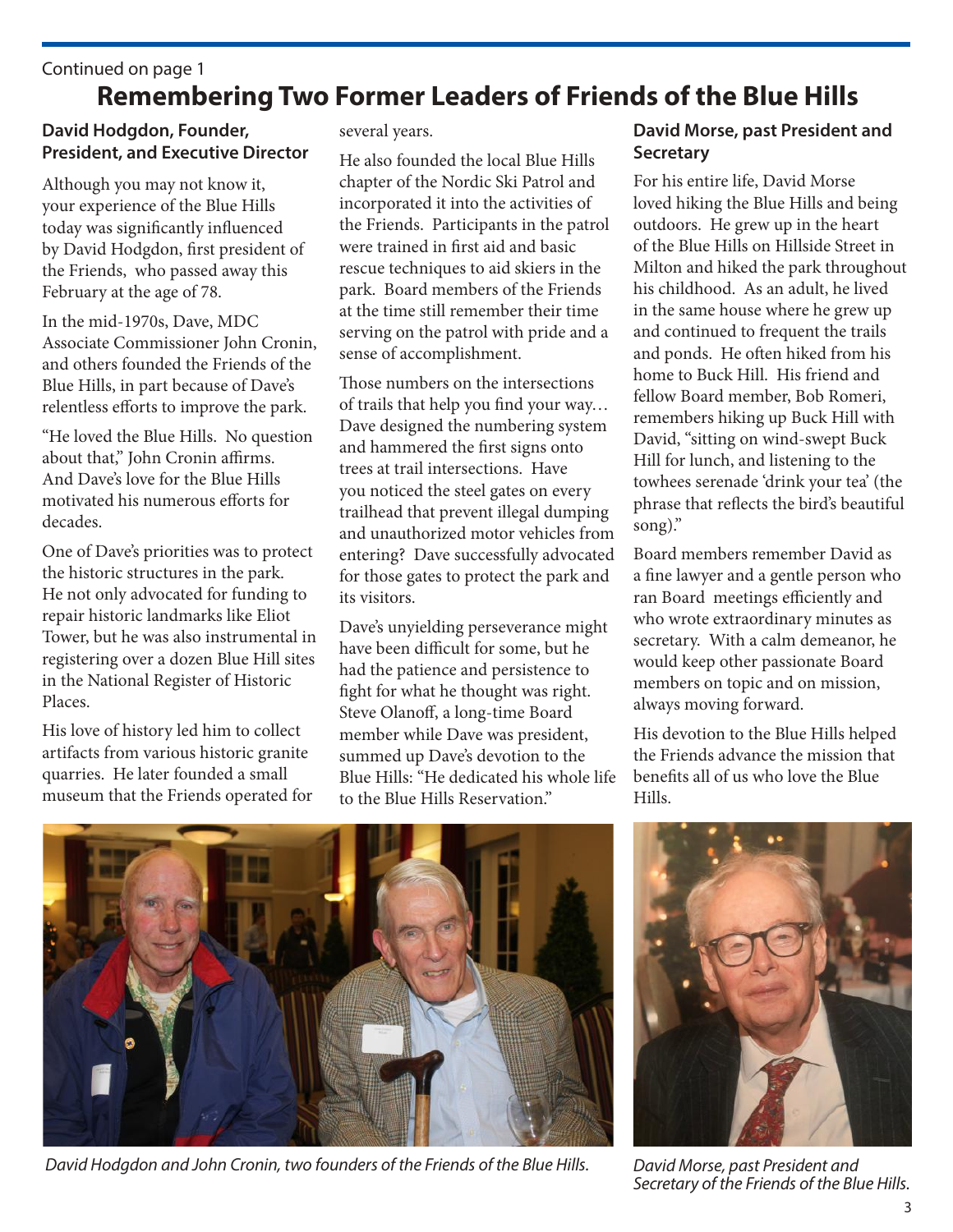Continued on page 1

# Remembering Two Former Leaders of Friends of the Blue Hills

### David Hodgdon, Founder, President, and Executive Director

Although you may not know it, your experience of the Blue Hills today was significantly influenced by David Hodgdon, first president of the Friends, who passed away this February at the age of 78.

In the mid-1970s, Dave, MDC Associate Commissioner John Cronin, and others founded the Friends of the Blue Hills, in part because of Dave's relentless efforts to improve the park.

"He loved the Blue Hills. No question about that," John Cronin affirms. And Dave's love for the Blue Hills motivated his numerous efforts for decades.

One of Dave's priorities was to protect the historic structures in the park. He not only advocated for funding to repair historic landmarks like Eliot Tower, but he was also instrumental in registering over a dozen Blue Hill sites in the National Register of Historic Places.

His love of history led him to collect artifacts from various historic granite quarries. He later founded a small museum that the Friends operated for several years.

He also founded the local Blue Hills chapter of the Nordic Ski Patrol and incorporated it into the activities of the Friends. Participants in the patrol were trained in first aid and basic rescue techniques to aid skiers in the park. Board members of the Friends at the time still remember their time serving on the patrol with pride and a sense of accomplishment.

Those numbers on the intersections of trails that help you find your way… Dave designed the numbering system and hammered the first signs onto trees at trail intersections. Have you noticed the steel gates on every trailhead that prevent illegal dumping and unauthorized motor vehicles from entering? Dave successfully advocated for those gates to protect the park and its visitors.

Dave's unyielding perseverance might have been difficult for some, but he had the patience and persistence to fight for what he thought was right. Steve Olanoff, a long-time Board member while Dave was president, summed up Dave's devotion to the Blue Hills: "He dedicated his whole life to the Blue Hills Reservation."

### David Morse, past President and Secretary

For his entire life, David Morse loved hiking the Blue Hills and being outdoors. He grew up in the heart of the Blue Hills on Hillside Street in Milton and hiked the park throughout his childhood. As an adult, he lived in the same house where he grew up and continued to frequent the trails and ponds. He often hiked from his home to Buck Hill. His friend and fellow Board member, Bob Romeri, remembers hiking up Buck Hill with David, "sitting on wind-swept Buck Hill for lunch, and listening to the towhees serenade 'drink your tea' (the phrase that reflects the bird's beautiful song)."

Board members remember David as a fine lawyer and a gentle person who ran Board meetings efficiently and who wrote extraordinary minutes as secretary. With a calm demeanor, he would keep other passionate Board members on topic and on mission, always moving forward.

His devotion to the Blue Hills helped the Friends advance the mission that benefits all of us who love the Blue Hills.

*David Hodgdon and John Cronin, two founders of the Friends of the Blue Hills.*

*David Morse, past President and Secretary of the Friends of the Blue Hills.*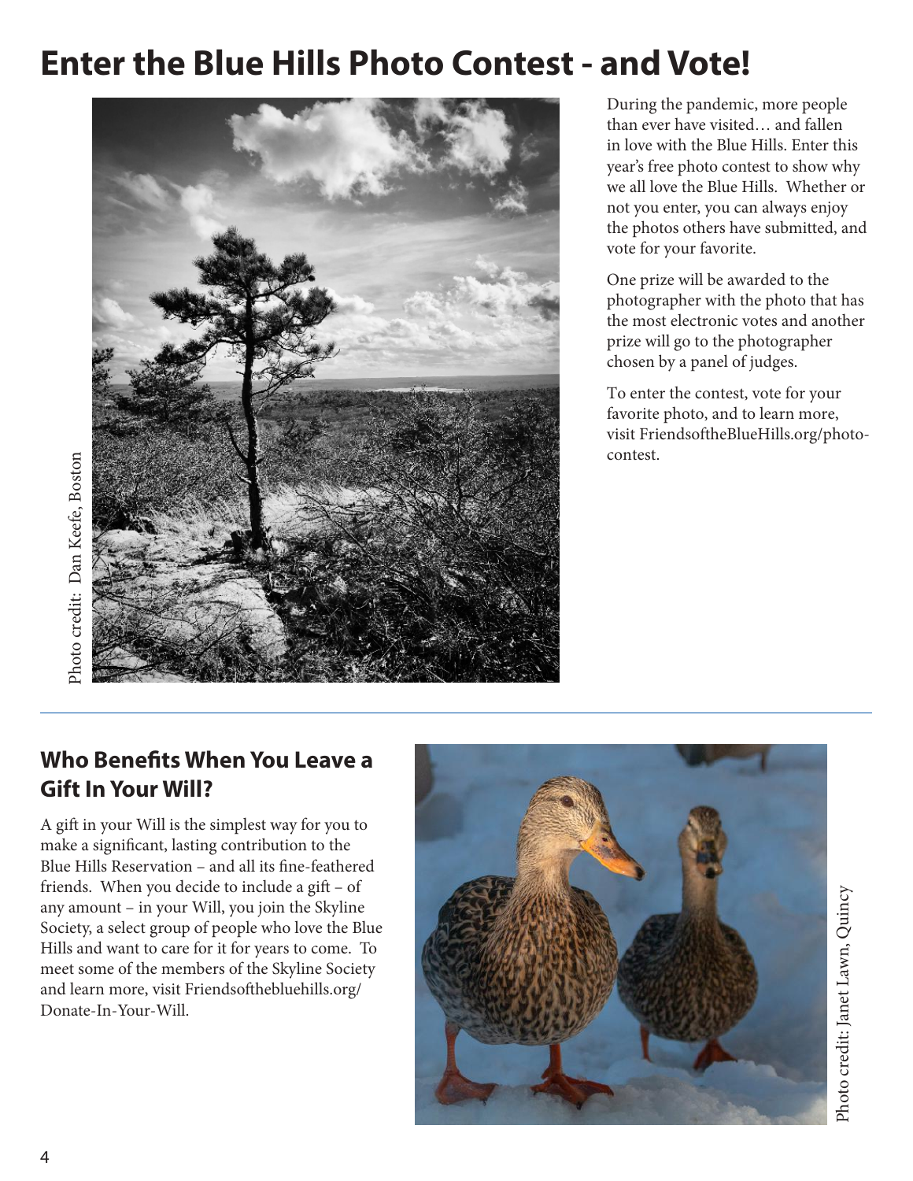# Enter the Blue Hills Photo Contest - and Vote!

Photo credit: Dan Keefe, Boston

During the pandemic, more people than ever have visited… and fallen in love with the Blue Hills. Enter this year's free photo contest to show why we all love the Blue Hills. Whether or not you enter, you can always enjoy the photos others have submitted, and vote for your favorite.

One prize will be awarded to the photographer with the photo that has the most electronic votes and another prize will go to the photographer chosen by a panel of judges.

To enter the contest, vote for your favorite photo, and to learn more, visit FriendsoftheBlueHills.org/photo-contest.

## Who Benefits When You Leave a Gift In Your Will?

A gift in your Will is the simplest way for you to make a significant, lasting contribution to the Blue Hills Reservation – and all its fine-feathered friends. When you decide to include a gift – of any amount – in your Will, you join the Skyline Society, a select group of people who love the Blue Hills and want to care for it for years to come. To meet some of the members of the Skyline Society and learn more, visit Friendsofthebluehills.org/Donate-In-Your-Will.

Photo credit: Janet Lawn, Quincy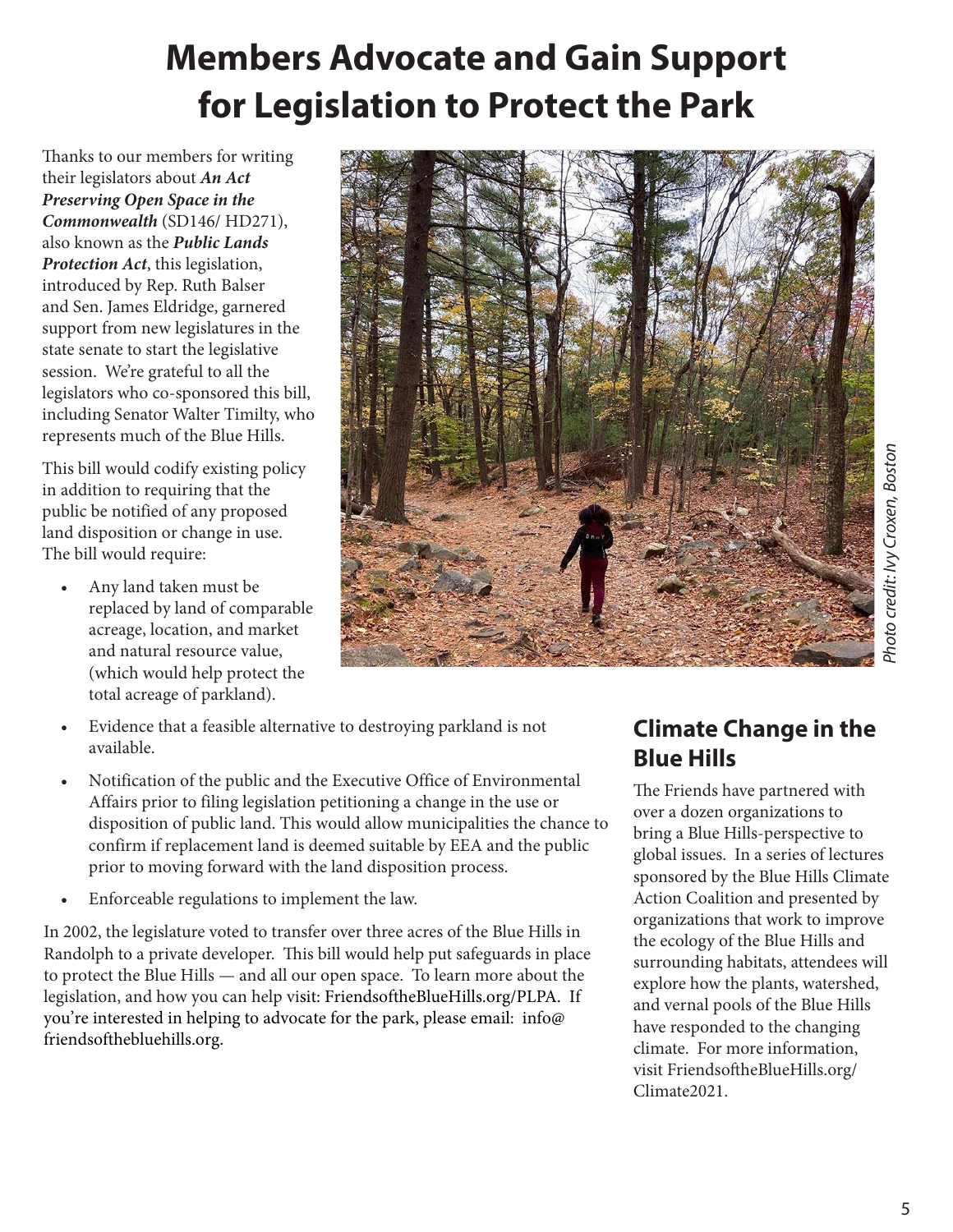# Members Advocate and Gain Support for Legislation to Protect the Park

Thanks to our members for writing their legislators about ***An Act Preserving Open Space in the Commonwealth*** (SD146/ HD271), also known as the ***Public Lands Protection Act***, this legislation, introduced by Rep. Ruth Balser and Sen. James Eldridge, garnered support from new legislatures in the state senate to start the legislative session. We're grateful to all the legislators who co-sponsored this bill, including Senator Walter Timilty, who represents much of the Blue Hills.

This bill would codify existing policy in addition to requiring that the public be notified of any proposed land disposition or change in use. The bill would require:

- Any land taken must be replaced by land of comparable acreage, location, and market and natural resource value, (which would help protect the total acreage of parkland).
- Evidence that a feasible alternative to destroying parkland is not available.
- Notification of the public and the Executive Office of Environmental Affairs prior to filing legislation petitioning a change in the use or disposition of public land. This would allow municipalities the chance to confirm if replacement land is deemed suitable by EEA and the public prior to moving forward with the land disposition process.
- Enforceable regulations to implement the law.

In 2002, the legislature voted to transfer over three acres of the Blue Hills in Randolph to a private developer. This bill would help put safeguards in place to protect the Blue Hills — and all our open space. To learn more about the legislation, and how you can help visit: FriendsoftheBlueHills.org/PLPA. If you're interested in helping to advocate for the park, please email: info@friendsofthebluehills.org.

*Photo credit: Ivy Croxen, Boston*

## Climate Change in the Blue Hills

The Friends have partnered with over a dozen organizations to bring a Blue Hills-perspective to global issues. In a series of lectures sponsored by the Blue Hills Climate Action Coalition and presented by organizations that work to improve the ecology of the Blue Hills and surrounding habitats, attendees will explore how the plants, watershed, and vernal pools of the Blue Hills have responded to the changing climate. For more information, visit FriendsoftheBlueHills.org/Climate2021.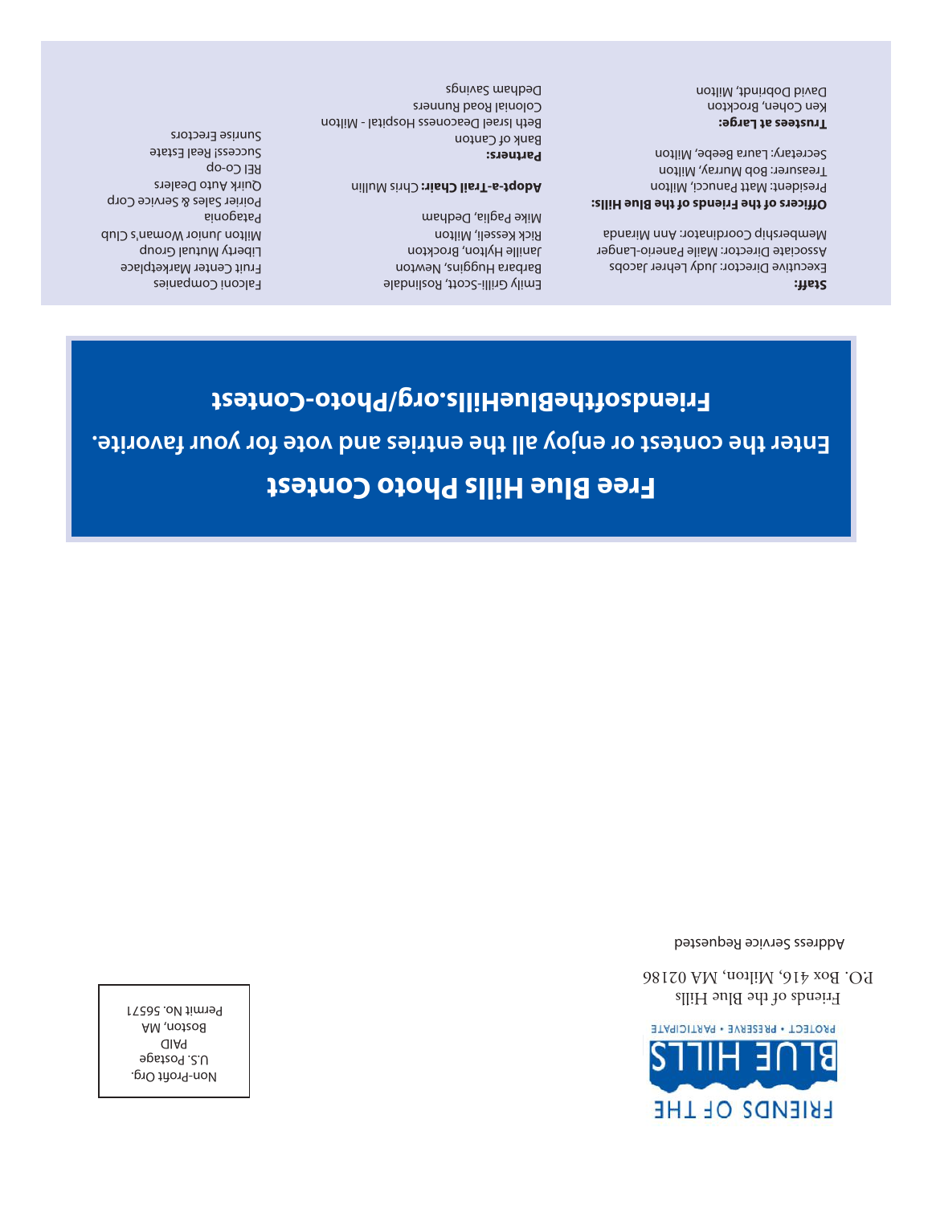**Staff:**
Executive Director: Judy Lehrer Jacobs
Associate Director: Maile Panerio-Langer
Membership Coordinator: Ann Miranda

**Officers of the Friends of the Blue Hills:**
President: Matt Panucci, Milton
Treasurer: Bob Murray, Milton
Secretary: Laura Beebe, Milton

**Trustees at Large:**
Ken Cohen, Brockton
David Dobrindt, Milton
Emily Grilli-Scott, Roslindale
Barbara Huggins, Newton
Janille Hylton, Brockton
Rick Kesseli, Milton
Mike Paglia, Dedham

**Adopt-a-Trail Chair:** Chris Mullin

**Partners:**
Bank of Canton
Beth Israel Deaconess Hospital - Milton
Colonial Road Runners
Dedham Savings
Falconi Companies
Fruit Center Marketplace
Liberty Mutual Group
Milton Junior Woman's Club
Patagonia
Poirier Sales & Service Corp
Quirk Auto Dealers
REI Co-op
Success! Real Estate
Sunrise Erectors

# Free Blue Hills Photo Contest

**Enter the contest or enjoy all the entries and vote for your favorite.**

**FriendsoftheBlueHills.org/Photo-Contest**

FRIENDS OF THE BLUE HILLS
PROTECT • PRESERVE • PARTICIPATE

Friends of the Blue Hills
P.O. Box 416, Milton, MA 02186

Address Service Requested

Non-Profit Org.
U.S. Postage
PAID
Boston, MA
Permit No. 56571